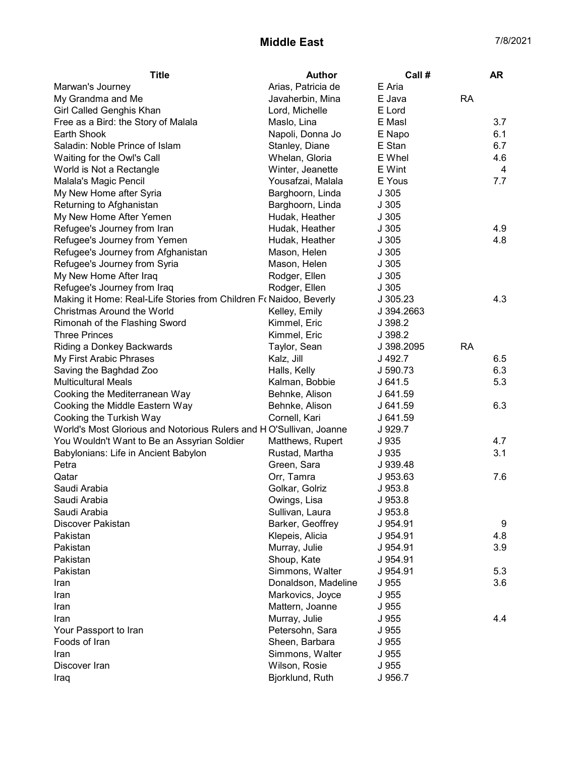# Middle East

7/8/2021

| Title | Author | Call # | | AR |
|---|---|---|---|---|
| Marwan's Journey | Arias, Patricia de | E Aria | | |
| My Grandma and Me | Javaherbin, Mina | E Java | RA | |
| Girl Called Genghis Khan | Lord, Michelle | E Lord | | |
| Free as a Bird: the Story of Malala | Maslo, Lina | E Masl | | 3.7 |
| Earth Shook | Napoli, Donna Jo | E Napo | | 6.1 |
| Saladin: Noble Prince of Islam | Stanley, Diane | E Stan | | 6.7 |
| Waiting for the Owl's Call | Whelan, Gloria | E Whel | | 4.6 |
| World is Not a Rectangle | Winter, Jeanette | E Wint | | 4 |
| Malala's Magic Pencil | Yousafzai, Malala | E Yous | | 7.7 |
| My New Home after Syria | Barghoorn, Linda | J 305 | | |
| Returning to Afghanistan | Barghoorn, Linda | J 305 | | |
| My New Home After Yemen | Hudak, Heather | J 305 | | |
| Refugee's Journey from Iran | Hudak, Heather | J 305 | | 4.9 |
| Refugee's Journey from Yemen | Hudak, Heather | J 305 | | 4.8 |
| Refugee's Journey from Afghanistan | Mason, Helen | J 305 | | |
| Refugee's Journey from Syria | Mason, Helen | J 305 | | |
| My New Home After Iraq | Rodger, Ellen | J 305 | | |
| Refugee's Journey from Iraq | Rodger, Ellen | J 305 | | |
| Making it Home: Real-Life Stories from Children F( | Naidoo, Beverly | J 305.23 | | 4.3 |
| Christmas Around the World | Kelley, Emily | J 394.2663 | | |
| Rimonah of the Flashing Sword | Kimmel, Eric | J 398.2 | | |
| Three Princes | Kimmel, Eric | J 398.2 | | |
| Riding a Donkey Backwards | Taylor, Sean | J 398.2095 | RA | |
| My First Arabic Phrases | Kalz, Jill | J 492.7 | | 6.5 |
| Saving the Baghdad Zoo | Halls, Kelly | J 590.73 | | 6.3 |
| Multicultural Meals | Kalman, Bobbie | J 641.5 | | 5.3 |
| Cooking the Mediterranean Way | Behnke, Alison | J 641.59 | | |
| Cooking the Middle Eastern Way | Behnke, Alison | J 641.59 | | 6.3 |
| Cooking the Turkish Way | Cornell, Kari | J 641.59 | | |
| World's Most Glorious and Notorious Rulers and H | O'Sullivan, Joanne | J 929.7 | | |
| You Wouldn't Want to Be an Assyrian Soldier | Matthews, Rupert | J 935 | | 4.7 |
| Babylonians: Life in Ancient Babylon | Rustad, Martha | J 935 | | 3.1 |
| Petra | Green, Sara | J 939.48 | | |
| Qatar | Orr, Tamra | J 953.63 | | 7.6 |
| Saudi Arabia | Golkar, Golriz | J 953.8 | | |
| Saudi Arabia | Owings, Lisa | J 953.8 | | |
| Saudi Arabia | Sullivan, Laura | J 953.8 | | |
| Discover Pakistan | Barker, Geoffrey | J 954.91 | | 9 |
| Pakistan | Klepeis, Alicia | J 954.91 | | 4.8 |
| Pakistan | Murray, Julie | J 954.91 | | 3.9 |
| Pakistan | Shoup, Kate | J 954.91 | | |
| Pakistan | Simmons, Walter | J 954.91 | | 5.3 |
| Iran | Donaldson, Madeline | J 955 | | 3.6 |
| Iran | Markovics, Joyce | J 955 | | |
| Iran | Mattern, Joanne | J 955 | | |
| Iran | Murray, Julie | J 955 | | 4.4 |
| Your Passport to Iran | Petersohn, Sara | J 955 | | |
| Foods of Iran | Sheen, Barbara | J 955 | | |
| Iran | Simmons, Walter | J 955 | | |
| Discover Iran | Wilson, Rosie | J 955 | | |
| Iraq | Bjorklund, Ruth | J 956.7 | | |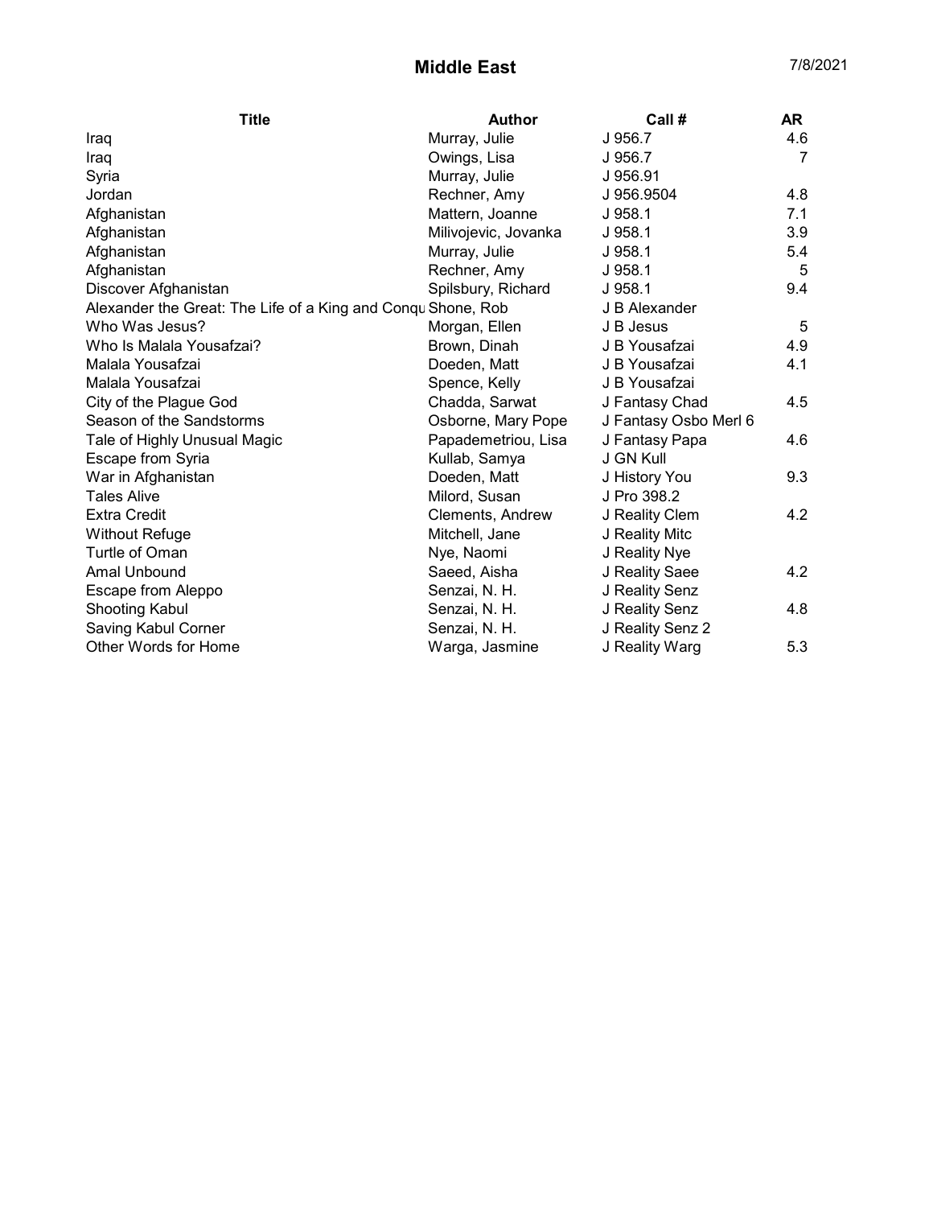# Middle East

7/8/2021

| Title | Author | Call # | AR |
|---|---|---|---|
| Iraq | Murray, Julie | J 956.7 | 4.6 |
| Iraq | Owings, Lisa | J 956.7 | 7 |
| Syria | Murray, Julie | J 956.91 | |
| Jordan | Rechner, Amy | J 956.9504 | 4.8 |
| Afghanistan | Mattern, Joanne | J 958.1 | 7.1 |
| Afghanistan | Milivojevic, Jovanka | J 958.1 | 3.9 |
| Afghanistan | Murray, Julie | J 958.1 | 5.4 |
| Afghanistan | Rechner, Amy | J 958.1 | 5 |
| Discover Afghanistan | Spilsbury, Richard | J 958.1 | 9.4 |
| Alexander the Great: The Life of a King and Conqu | Shone, Rob | J B Alexander | |
| Who Was Jesus? | Morgan, Ellen | J B Jesus | 5 |
| Who Is Malala Yousafzai? | Brown, Dinah | J B Yousafzai | 4.9 |
| Malala Yousafzai | Doeden, Matt | J B Yousafzai | 4.1 |
| Malala Yousafzai | Spence, Kelly | J B Yousafzai | |
| City of the Plague God | Chadda, Sarwat | J Fantasy Chad | 4.5 |
| Season of the Sandstorms | Osborne, Mary Pope | J Fantasy Osbo Merl 6 | |
| Tale of Highly Unusual Magic | Papademetriou, Lisa | J Fantasy Papa | 4.6 |
| Escape from Syria | Kullab, Samya | J GN Kull | |
| War in Afghanistan | Doeden, Matt | J History You | 9.3 |
| Tales Alive | Milord, Susan | J Pro 398.2 | |
| Extra Credit | Clements, Andrew | J Reality Clem | 4.2 |
| Without Refuge | Mitchell, Jane | J Reality Mitc | |
| Turtle of Oman | Nye, Naomi | J Reality Nye | |
| Amal Unbound | Saeed, Aisha | J Reality Saee | 4.2 |
| Escape from Aleppo | Senzai, N. H. | J Reality Senz | |
| Shooting Kabul | Senzai, N. H. | J Reality Senz | 4.8 |
| Saving Kabul Corner | Senzai, N. H. | J Reality Senz 2 | |
| Other Words for Home | Warga, Jasmine | J Reality Warg | 5.3 |